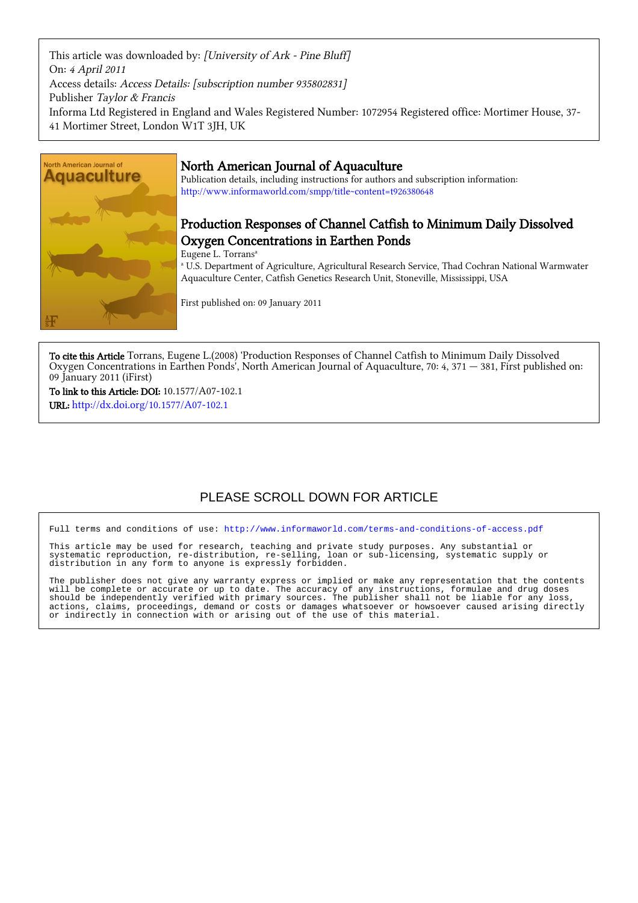This article was downloaded by: *[University of Ark - Pine Bluff]*
On: *4 April 2011*
Access details: *Access Details: [subscription number 935802831]*
Publisher *Taylor & Francis*
Informa Ltd Registered in England and Wales Registered Number: 1072954 Registered office: Mortimer House, 37-41 Mortimer Street, London W1T 3JH, UK

# North American Journal of Aquaculture

Publication details, including instructions for authors and subscription information:
http://www.informaworld.com/smpp/title~content=t926380648

## Production Responses of Channel Catfish to Minimum Daily Dissolved Oxygen Concentrations in Earthen Ponds

Eugene L. Torrans[a]

[a] U.S. Department of Agriculture, Agricultural Research Service, Thad Cochran National Warmwater Aquaculture Center, Catfish Genetics Research Unit, Stoneville, Mississippi, USA

First published on: 09 January 2011

**To cite this Article** Torrans, Eugene L.(2008) 'Production Responses of Channel Catfish to Minimum Daily Dissolved Oxygen Concentrations in Earthen Ponds', North American Journal of Aquaculture, 70: 4, 371 — 381, First published on: 09 January 2011 (iFirst)

**To link to this Article: DOI:** 10.1577/A07-102.1

**URL:** http://dx.doi.org/10.1577/A07-102.1

PLEASE SCROLL DOWN FOR ARTICLE

Full terms and conditions of use: http://www.informaworld.com/terms-and-conditions-of-access.pdf

This article may be used for research, teaching and private study purposes. Any substantial or systematic reproduction, re-distribution, re-selling, loan or sub-licensing, systematic supply or distribution in any form to anyone is expressly forbidden.

The publisher does not give any warranty express or implied or make any representation that the contents will be complete or accurate or up to date. The accuracy of any instructions, formulae and drug doses should be independently verified with primary sources. The publisher shall not be liable for any loss, actions, claims, proceedings, demand or costs or damages whatsoever or howsoever caused arising directly or indirectly in connection with or arising out of the use of this material.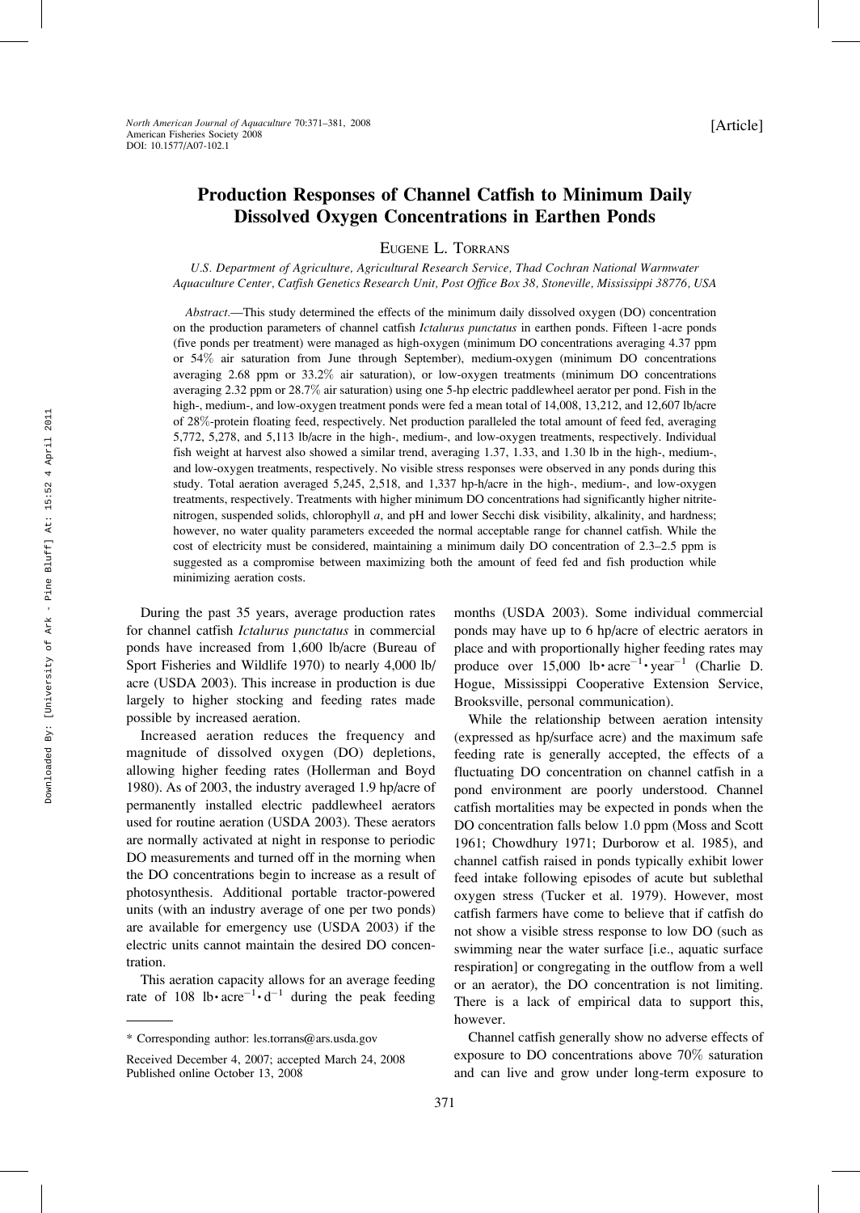# Production Responses of Channel Catfish to Minimum Daily Dissolved Oxygen Concentrations in Earthen Ponds

EUGENE L. TORRANS

*U.S. Department of Agriculture, Agricultural Research Service, Thad Cochran National Warmwater Aquaculture Center, Catfish Genetics Research Unit, Post Office Box 38, Stoneville, Mississippi 38776, USA*

*Abstract*.—This study determined the effects of the minimum daily dissolved oxygen (DO) concentration on the production parameters of channel catfish *Ictalurus punctatus* in earthen ponds. Fifteen 1-acre ponds (five ponds per treatment) were managed as high-oxygen (minimum DO concentrations averaging 4.37 ppm or 54% air saturation from June through September), medium-oxygen (minimum DO concentrations averaging 2.68 ppm or 33.2% air saturation), or low-oxygen treatments (minimum DO concentrations averaging 2.32 ppm or 28.7% air saturation) using one 5-hp electric paddlewheel aerator per pond. Fish in the high-, medium-, and low-oxygen treatment ponds were fed a mean total of 14,008, 13,212, and 12,607 lb/acre of 28%-protein floating feed, respectively. Net production paralleled the total amount of feed fed, averaging 5,772, 5,278, and 5,113 lb/acre in the high-, medium-, and low-oxygen treatments, respectively. Individual fish weight at harvest also showed a similar trend, averaging 1.37, 1.33, and 1.30 lb in the high-, medium-, and low-oxygen treatments, respectively. No visible stress responses were observed in any ponds during this study. Total aeration averaged 5,245, 2,518, and 1,337 hp-h/acre in the high-, medium-, and low-oxygen treatments, respectively. Treatments with higher minimum DO concentrations had significantly higher nitrite-nitrogen, suspended solids, chlorophyll *a*, and pH and lower Secchi disk visibility, alkalinity, and hardness; however, no water quality parameters exceeded the normal acceptable range for channel catfish. While the cost of electricity must be considered, maintaining a minimum daily DO concentration of 2.3–2.5 ppm is suggested as a compromise between maximizing both the amount of feed fed and fish production while minimizing aeration costs.

During the past 35 years, average production rates for channel catfish *Ictalurus punctatus* in commercial ponds have increased from 1,600 lb/acre (Bureau of Sport Fisheries and Wildlife 1970) to nearly 4,000 lb/acre (USDA 2003). This increase in production is due largely to higher stocking and feeding rates made possible by increased aeration.

Increased aeration reduces the frequency and magnitude of dissolved oxygen (DO) depletions, allowing higher feeding rates (Hollerman and Boyd 1980). As of 2003, the industry averaged 1.9 hp/acre of permanently installed electric paddlewheel aerators used for routine aeration (USDA 2003). These aerators are normally activated at night in response to periodic DO measurements and turned off in the morning when the DO concentrations begin to increase as a result of photosynthesis. Additional portable tractor-powered units (with an industry average of one per two ponds) are available for emergency use (USDA 2003) if the electric units cannot maintain the desired DO concentration.

This aeration capacity allows for an average feeding rate of 108 $\text{lb} \cdot \text{acre}^{-1} \cdot \text{d}^{-1}$ during the peak feeding months (USDA 2003). Some individual commercial ponds may have up to 6 hp/acre of electric aerators in place and with proportionally higher feeding rates may produce over 15,000 $\text{lb} \cdot \text{acre}^{-1} \cdot \text{year}^{-1}$ (Charlie D. Hogue, Mississippi Cooperative Extension Service, Brooksville, personal communication).

While the relationship between aeration intensity (expressed as hp/surface acre) and the maximum safe feeding rate is generally accepted, the effects of a fluctuating DO concentration on channel catfish in a pond environment are poorly understood. Channel catfish mortalities may be expected in ponds when the DO concentration falls below 1.0 ppm (Moss and Scott 1961; Chowdhury 1971; Durborow et al. 1985), and channel catfish raised in ponds typically exhibit lower feed intake following episodes of acute but sublethal oxygen stress (Tucker et al. 1979). However, most catfish farmers have come to believe that if catfish do not show a visible stress response to low DO (such as swimming near the water surface [i.e., aquatic surface respiration] or congregating in the outflow from a well or an aerator), the DO concentration is not limiting. There is a lack of empirical data to support this, however.

Channel catfish generally show no adverse effects of exposure to DO concentrations above 70% saturation and can live and grow under long-term exposure to

\* Corresponding author: les.torrans@ars.usda.gov

Received December 4, 2007; accepted March 24, 2008
Published online October 13, 2008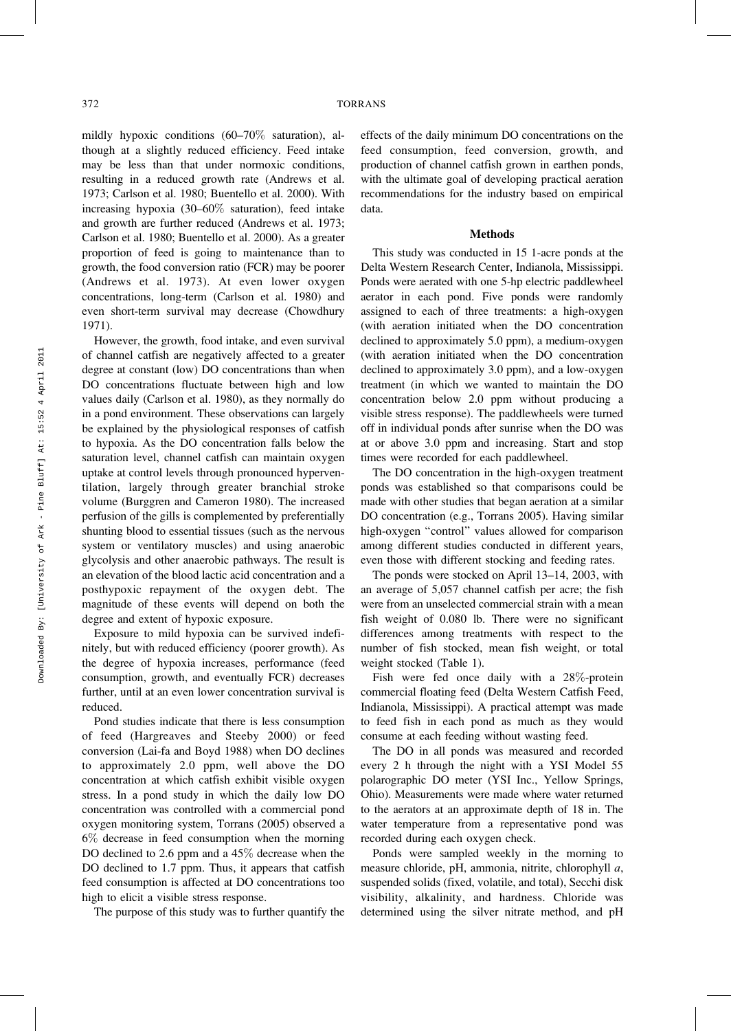mildly hypoxic conditions (60–70% saturation), although at a slightly reduced efficiency. Feed intake may be less than that under normoxic conditions, resulting in a reduced growth rate (Andrews et al. 1973; Carlson et al. 1980; Buentello et al. 2000). With increasing hypoxia (30–60% saturation), feed intake and growth are further reduced (Andrews et al. 1973; Carlson et al. 1980; Buentello et al. 2000). As a greater proportion of feed is going to maintenance than to growth, the food conversion ratio (FCR) may be poorer (Andrews et al. 1973). At even lower oxygen concentrations, long-term (Carlson et al. 1980) and even short-term survival may decrease (Chowdhury 1971).

However, the growth, food intake, and even survival of channel catfish are negatively affected to a greater degree at constant (low) DO concentrations than when DO concentrations fluctuate between high and low values daily (Carlson et al. 1980), as they normally do in a pond environment. These observations can largely be explained by the physiological responses of catfish to hypoxia. As the DO concentration falls below the saturation level, channel catfish can maintain oxygen uptake at control levels through pronounced hyperventilation, largely through greater branchial stroke volume (Burggren and Cameron 1980). The increased perfusion of the gills is complemented by preferentially shunting blood to essential tissues (such as the nervous system or ventilatory muscles) and using anaerobic glycolysis and other anaerobic pathways. The result is an elevation of the blood lactic acid concentration and a posthypoxic repayment of the oxygen debt. The magnitude of these events will depend on both the degree and extent of hypoxic exposure.

Exposure to mild hypoxia can be survived indefinitely, but with reduced efficiency (poorer growth). As the degree of hypoxia increases, performance (feed consumption, growth, and eventually FCR) decreases further, until at an even lower concentration survival is reduced.

Pond studies indicate that there is less consumption of feed (Hargreaves and Steeby 2000) or feed conversion (Lai-fa and Boyd 1988) when DO declines to approximately 2.0 ppm, well above the DO concentration at which catfish exhibit visible oxygen stress. In a pond study in which the daily low DO concentration was controlled with a commercial pond oxygen monitoring system, Torrans (2005) observed a 6% decrease in feed consumption when the morning DO declined to 2.6 ppm and a 45% decrease when the DO declined to 1.7 ppm. Thus, it appears that catfish feed consumption is affected at DO concentrations too high to elicit a visible stress response.

The purpose of this study was to further quantify the effects of the daily minimum DO concentrations on the feed consumption, feed conversion, growth, and production of channel catfish grown in earthen ponds, with the ultimate goal of developing practical aeration recommendations for the industry based on empirical data.

## Methods

This study was conducted in 15 1-acre ponds at the Delta Western Research Center, Indianola, Mississippi. Ponds were aerated with one 5-hp electric paddlewheel aerator in each pond. Five ponds were randomly assigned to each of three treatments: a high-oxygen (with aeration initiated when the DO concentration declined to approximately 5.0 ppm), a medium-oxygen (with aeration initiated when the DO concentration declined to approximately 3.0 ppm), and a low-oxygen treatment (in which we wanted to maintain the DO concentration below 2.0 ppm without producing a visible stress response). The paddlewheels were turned off in individual ponds after sunrise when the DO was at or above 3.0 ppm and increasing. Start and stop times were recorded for each paddlewheel.

The DO concentration in the high-oxygen treatment ponds was established so that comparisons could be made with other studies that began aeration at a similar DO concentration (e.g., Torrans 2005). Having similar high-oxygen "control" values allowed for comparison among different studies conducted in different years, even those with different stocking and feeding rates.

The ponds were stocked on April 13–14, 2003, with an average of 5,057 channel catfish per acre; the fish were from an unselected commercial strain with a mean fish weight of 0.080 lb. There were no significant differences among treatments with respect to the number of fish stocked, mean fish weight, or total weight stocked (Table 1).

Fish were fed once daily with a 28%-protein commercial floating feed (Delta Western Catfish Feed, Indianola, Mississippi). A practical attempt was made to feed fish in each pond as much as they would consume at each feeding without wasting feed.

The DO in all ponds was measured and recorded every 2 h through the night with a YSI Model 55 polarographic DO meter (YSI Inc., Yellow Springs, Ohio). Measurements were made where water returned to the aerators at an approximate depth of 18 in. The water temperature from a representative pond was recorded during each oxygen check.

Ponds were sampled weekly in the morning to measure chloride, pH, ammonia, nitrite, chlorophyll *a*, suspended solids (fixed, volatile, and total), Secchi disk visibility, alkalinity, and hardness. Chloride was determined using the silver nitrate method, and pH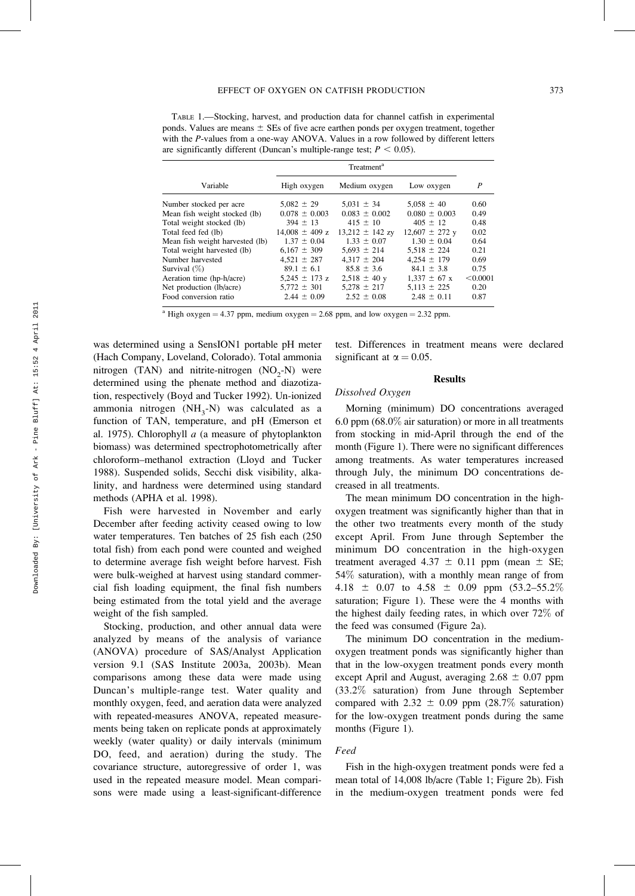TABLE 1.—Stocking, harvest, and production data for channel catfish in experimental ponds. Values are means ± SEs of five acre earthen ponds per oxygen treatment, together with the *P*-values from a one-way ANOVA. Values in a row followed by different letters are significantly different (Duncan's multiple-range test; $P < 0.05$).

| Variable | Treatment[a] | | | $P$ |
|---|---|---|---|---|
| | High oxygen | Medium oxygen | Low oxygen | |
| Number stocked per acre | 5,082 ± 29 | 5,031 ± 34 | 5,058 ± 40 | 0.60 |
| Mean fish weight stocked (lb) | 0.078 ± 0.003 | 0.083 ± 0.002 | 0.080 ± 0.003 | 0.49 |
| Total weight stocked (lb) | 394 ± 13 | 415 ± 10 | 405 ± 12 | 0.48 |
| Total feed fed (lb) | 14,008 ± 409 z | 13,212 ± 142 zy | 12,607 ± 272 y | 0.02 |
| Mean fish weight harvested (lb) | 1.37 ± 0.04 | 1.33 ± 0.07 | 1.30 ± 0.04 | 0.64 |
| Total weight harvested (lb) | 6,167 ± 309 | 5,693 ± 214 | 5,518 ± 224 | 0.21 |
| Number harvested | 4,521 ± 287 | 4,317 ± 204 | 4,254 ± 179 | 0.69 |
| Survival (%) | 89.1 ± 6.1 | 85.8 ± 3.6 | 84.1 ± 3.8 | 0.75 |
| Aeration time (hp-h/acre) | 5,245 ± 173 z | 2,518 ± 40 y | 1,337 ± 67 x | <0.0001 |
| Net production (lb/acre) | 5,772 ± 301 | 5,278 ± 217 | 5,113 ± 225 | 0.20 |
| Food conversion ratio | 2.44 ± 0.09 | 2.52 ± 0.08 | 2.48 ± 0.11 | 0.87 |

[a] High oxygen = 4.37 ppm, medium oxygen = 2.68 ppm, and low oxygen = 2.32 ppm.

was determined using a SensION1 portable pH meter (Hach Company, Loveland, Colorado). Total ammonia nitrogen (TAN) and nitrite-nitrogen ($NO_2$-N) were determined using the phenate method and diazotization, respectively (Boyd and Tucker 1992). Un-ionized ammonia nitrogen ($NH_3$-N) was calculated as a function of TAN, temperature, and pH (Emerson et al. 1975). Chlorophyll *a* (a measure of phytoplankton biomass) was determined spectrophotometrically after chloroform–methanol extraction (Lloyd and Tucker 1988). Suspended solids, Secchi disk visibility, alkalinity, and hardness were determined using standard methods (APHA et al. 1998).

Fish were harvested in November and early December after feeding activity ceased owing to low water temperatures. Ten batches of 25 fish each (250 total fish) from each pond were counted and weighed to determine average fish weight before harvest. Fish were bulk-weighed at harvest using standard commercial fish loading equipment, the final fish numbers being estimated from the total yield and the average weight of the fish sampled.

Stocking, production, and other annual data were analyzed by means of the analysis of variance (ANOVA) procedure of SAS/Analyst Application version 9.1 (SAS Institute 2003a, 2003b). Mean comparisons among these data were made using Duncan's multiple-range test. Water quality and monthly oxygen, feed, and aeration data were analyzed with repeated-measures ANOVA, repeated measurements being taken on replicate ponds at approximately weekly (water quality) or daily intervals (minimum DO, feed, and aeration) during the study. The covariance structure, autoregressive of order 1, was used in the repeated measure model. Mean comparisons were made using a least-significant-difference test. Differences in treatment means were declared significant at $\alpha = 0.05$.

## Results

### Dissolved Oxygen

Morning (minimum) DO concentrations averaged 6.0 ppm (68.0% air saturation) or more in all treatments from stocking in mid-April through the end of the month (Figure 1). There were no significant differences among treatments. As water temperatures increased through July, the minimum DO concentrations decreased in all treatments.

The mean minimum DO concentration in the high-oxygen treatment was significantly higher than that in the other two treatments every month of the study except April. From June through September the minimum DO concentration in the high-oxygen treatment averaged 4.37 ± 0.11 ppm (mean ± SE; 54% saturation), with a monthly mean range of from 4.18 ± 0.07 to 4.58 ± 0.09 ppm (53.2–55.2% saturation; Figure 1). These were the 4 months with the highest daily feeding rates, in which over 72% of the feed was consumed (Figure 2a).

The minimum DO concentration in the medium-oxygen treatment ponds was significantly higher than that in the low-oxygen treatment ponds every month except April and August, averaging 2.68 ± 0.07 ppm (33.2% saturation) from June through September compared with 2.32 ± 0.09 ppm (28.7% saturation) for the low-oxygen treatment ponds during the same months (Figure 1).

### Feed

Fish in the high-oxygen treatment ponds were fed a mean total of 14,008 lb/acre (Table 1; Figure 2b). Fish in the medium-oxygen treatment ponds were fed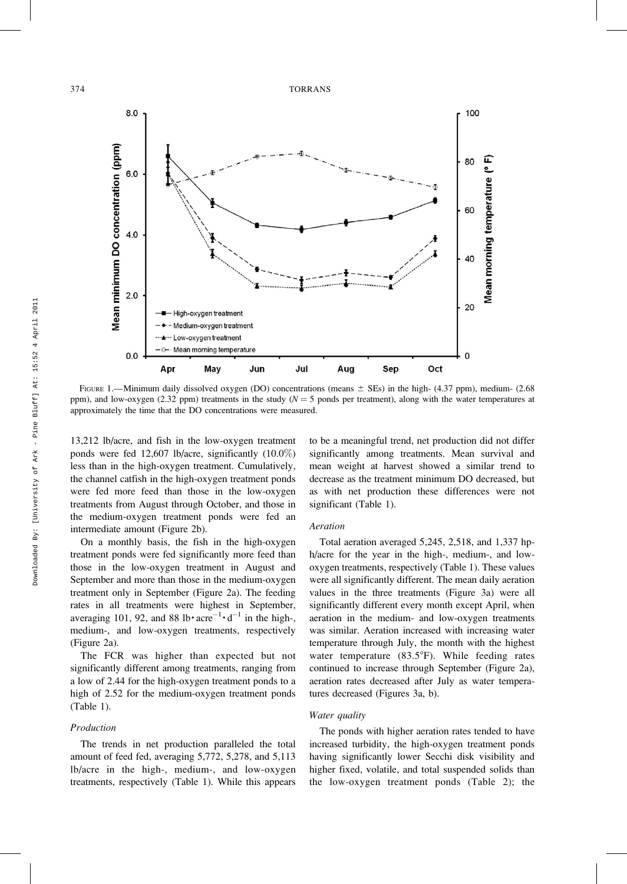FIGURE 1.—Minimum daily dissolved oxygen (DO) concentrations (means ± SEs) in the high- (4.37 ppm), medium- (2.68 ppm), and low-oxygen (2.32 ppm) treatments in the study ($N = 5$ ponds per treatment), along with the water temperatures at approximately the time that the DO concentrations were measured.

13,212 lb/acre, and fish in the low-oxygen treatment ponds were fed 12,607 lb/acre, significantly (10.0%) less than in the high-oxygen treatment. Cumulatively, the channel catfish in the high-oxygen treatment ponds were fed more feed than those in the low-oxygen treatments from August through October, and those in the medium-oxygen treatment ponds were fed an intermediate amount (Figure 2b).

On a monthly basis, the fish in the high-oxygen treatment ponds were fed significantly more feed than those in the low-oxygen treatment in August and September and more than those in the medium-oxygen treatment only in September (Figure 2a). The feeding rates in all treatments were highest in September, averaging 101, 92, and 88 $lb \cdot acre^{-1} \cdot d^{-1}$ in the high-, medium-, and low-oxygen treatments, respectively (Figure 2a).

The FCR was higher than expected but not significantly different among treatments, ranging from a low of 2.44 for the high-oxygen treatment ponds to a high of 2.52 for the medium-oxygen treatment ponds (Table 1).

### *Production*

The trends in net production paralleled the total amount of feed fed, averaging 5,772, 5,278, and 5,113 lb/acre in the high-, medium-, and low-oxygen treatments, respectively (Table 1). While this appears to be a meaningful trend, net production did not differ significantly among treatments. Mean survival and mean weight at harvest showed a similar trend to decrease as the treatment minimum DO decreased, but as with net production these differences were not significant (Table 1).

### *Aeration*

Total aeration averaged 5,245, 2,518, and 1,337 hp-h/acre for the year in the high-, medium-, and low-oxygen treatments, respectively (Table 1). These values were all significantly different. The mean daily aeration values in the three treatments (Figure 3a) were all significantly different every month except April, when aeration in the medium- and low-oxygen treatments was similar. Aeration increased with increasing water temperature through July, the month with the highest water temperature (83.5°F). While feeding rates continued to increase through September (Figure 2a), aeration rates decreased after July as water temperatures decreased (Figures 3a, b).

### *Water quality*

The ponds with higher aeration rates tended to have increased turbidity, the high-oxygen treatment ponds having significantly lower Secchi disk visibility and higher fixed, volatile, and total suspended solids than the low-oxygen treatment ponds (Table 2); the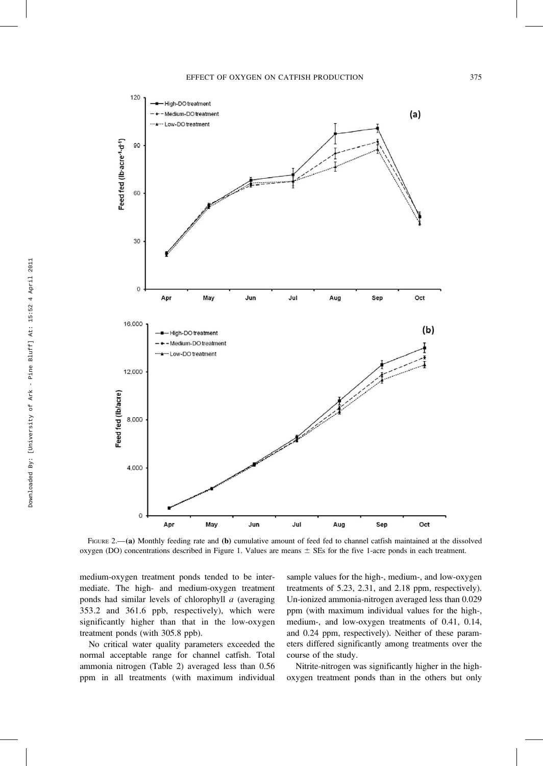FIGURE 2.—**(a)** Monthly feeding rate and **(b)** cumulative amount of feed fed to channel catfish maintained at the dissolved oxygen (DO) concentrations described in Figure 1. Values are means ± SEs for the five 1-acre ponds in each treatment.

medium-oxygen treatment ponds tended to be intermediate. The high- and medium-oxygen treatment ponds had similar levels of chlorophyll *a* (averaging 353.2 and 361.6 ppb, respectively), which were significantly higher than that in the low-oxygen treatment ponds (with 305.8 ppb).

No critical water quality parameters exceeded the normal acceptable range for channel catfish. Total ammonia nitrogen (Table 2) averaged less than 0.56 ppm in all treatments (with maximum individual sample values for the high-, medium-, and low-oxygen treatments of 5.23, 2.31, and 2.18 ppm, respectively). Un-ionized ammonia-nitrogen averaged less than 0.029 ppm (with maximum individual values for the high-, medium-, and low-oxygen treatments of 0.41, 0.14, and 0.24 ppm, respectively). Neither of these parameters differed significantly among treatments over the course of the study.

Nitrite-nitrogen was significantly higher in the high-oxygen treatment ponds than in the others but only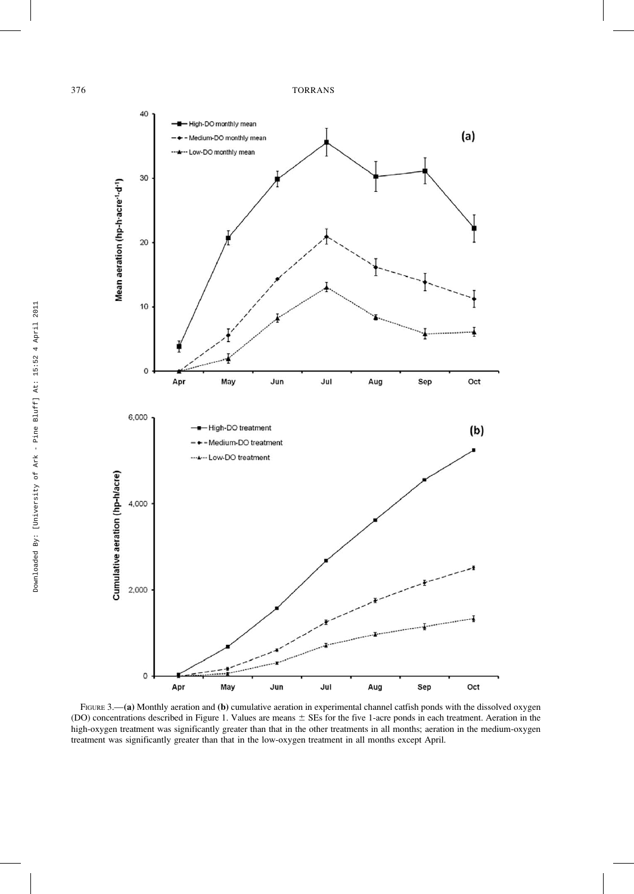FIGURE 3.—**(a)** Monthly aeration and **(b)** cumulative aeration in experimental channel catfish ponds with the dissolved oxygen (DO) concentrations described in Figure 1. Values are means ± SEs for the five 1-acre ponds in each treatment. Aeration in the high-oxygen treatment was significantly greater than that in the other treatments in all months; aeration in the medium-oxygen treatment was significantly greater than that in the low-oxygen treatment in all months except April.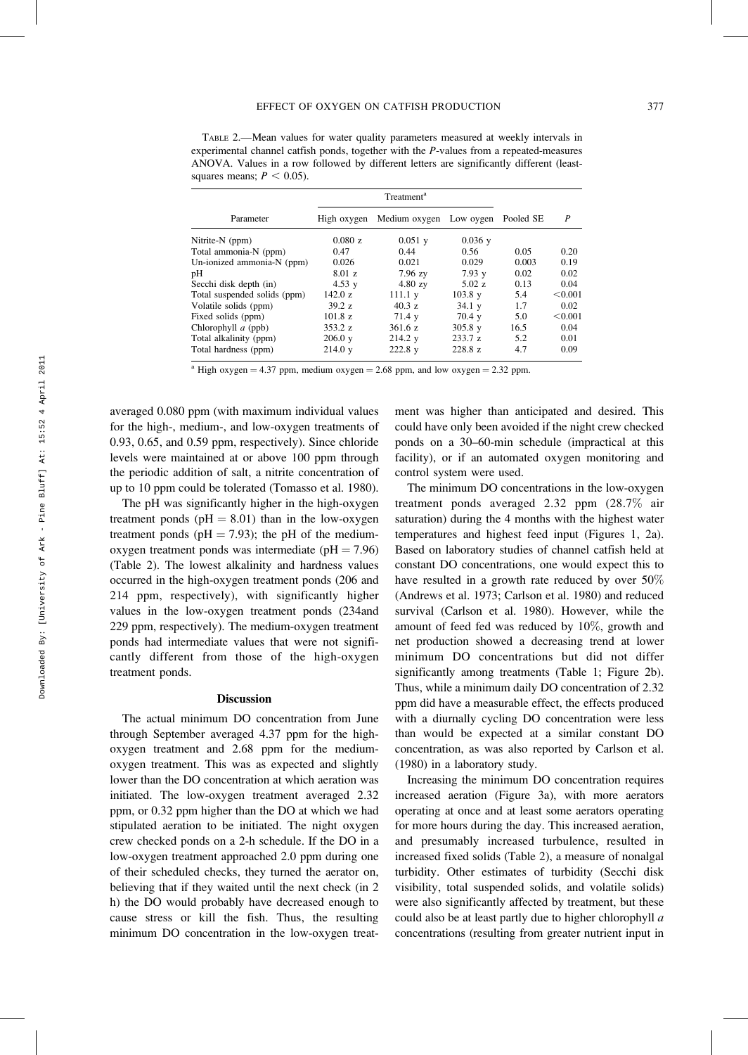TABLE 2.—Mean values for water quality parameters measured at weekly intervals in experimental channel catfish ponds, together with the *P*-values from a repeated-measures ANOVA. Values in a row followed by different letters are significantly different (least-squares means; $P < 0.05$).

| Parameter | Treatment[a] | | | Pooled SE | *P* |
|---|---|---|---|---|---|
| | High oxygen | Medium oxygen | Low oygen | | |
| Nitrite-N (ppm) | 0.080 z | 0.051 y | 0.036 y | | |
| Total ammonia-N (ppm) | 0.47 | 0.44 | 0.56 | 0.05 | 0.20 |
| Un-ionized ammonia-N (ppm) | 0.026 | 0.021 | 0.029 | 0.003 | 0.19 |
| pH | 8.01 z | 7.96 zy | 7.93 y | 0.02 | 0.02 |
| Secchi disk depth (in) | 4.53 y | 4.80 zy | 5.02 z | 0.13 | 0.04 |
| Total suspended solids (ppm) | 142.0 z | 111.1 y | 103.8 y | 5.4 | <0.001 |
| Volatile solids (ppm) | 39.2 z | 40.3 z | 34.1 y | 1.7 | 0.02 |
| Fixed solids (ppm) | 101.8 z | 71.4 y | 70.4 y | 5.0 | <0.001 |
| Chlorophyll *a* (ppb) | 353.2 z | 361.6 z | 305.8 y | 16.5 | 0.04 |
| Total alkalinity (ppm) | 206.0 y | 214.2 y | 233.7 z | 5.2 | 0.01 |
| Total hardness (ppm) | 214.0 y | 222.8 y | 228.8 z | 4.7 | 0.09 |

[a] High oxygen = 4.37 ppm, medium oxygen = 2.68 ppm, and low oxygen = 2.32 ppm.

averaged 0.080 ppm (with maximum individual values for the high-, medium-, and low-oxygen treatments of 0.93, 0.65, and 0.59 ppm, respectively). Since chloride levels were maintained at or above 100 ppm through the periodic addition of salt, a nitrite concentration of up to 10 ppm could be tolerated (Tomasso et al. 1980).

The pH was significantly higher in the high-oxygen treatment ponds (pH = 8.01) than in the low-oxygen treatment ponds (pH = 7.93); the pH of the medium-oxygen treatment ponds was intermediate (pH = 7.96) (Table 2). The lowest alkalinity and hardness values occurred in the high-oxygen treatment ponds (206 and 214 ppm, respectively), with significantly higher values in the low-oxygen treatment ponds (234and 229 ppm, respectively). The medium-oxygen treatment ponds had intermediate values that were not significantly different from those of the high-oxygen treatment ponds.

## Discussion

The actual minimum DO concentration from June through September averaged 4.37 ppm for the high-oxygen treatment and 2.68 ppm for the medium-oxygen treatment. This was as expected and slightly lower than the DO concentration at which aeration was initiated. The low-oxygen treatment averaged 2.32 ppm, or 0.32 ppm higher than the DO at which we had stipulated aeration to be initiated. The night oxygen crew checked ponds on a 2-h schedule. If the DO in a low-oxygen treatment approached 2.0 ppm during one of their scheduled checks, they turned the aerator on, believing that if they waited until the next check (in 2 h) the DO would probably have decreased enough to cause stress or kill the fish. Thus, the resulting minimum DO concentration in the low-oxygen treatment was higher than anticipated and desired. This could have only been avoided if the night crew checked ponds on a 30–60-min schedule (impractical at this facility), or if an automated oxygen monitoring and control system were used.

The minimum DO concentrations in the low-oxygen treatment ponds averaged 2.32 ppm (28.7% air saturation) during the 4 months with the highest water temperatures and highest feed input (Figures 1, 2a). Based on laboratory studies of channel catfish held at constant DO concentrations, one would expect this to have resulted in a growth rate reduced by over 50% (Andrews et al. 1973; Carlson et al. 1980) and reduced survival (Carlson et al. 1980). However, while the amount of feed fed was reduced by 10%, growth and net production showed a decreasing trend at lower minimum DO concentrations but did not differ significantly among treatments (Table 1; Figure 2b). Thus, while a minimum daily DO concentration of 2.32 ppm did have a measurable effect, the effects produced with a diurnally cycling DO concentration were less than would be expected at a similar constant DO concentration, as was also reported by Carlson et al. (1980) in a laboratory study.

Increasing the minimum DO concentration requires increased aeration (Figure 3a), with more aerators operating at once and at least some aerators operating for more hours during the day. This increased aeration, and presumably increased turbulence, resulted in increased fixed solids (Table 2), a measure of nonalgal turbidity. Other estimates of turbidity (Secchi disk visibility, total suspended solids, and volatile solids) were also significantly affected by treatment, but these could also be at least partly due to higher chlorophyll *a* concentrations (resulting from greater nutrient input in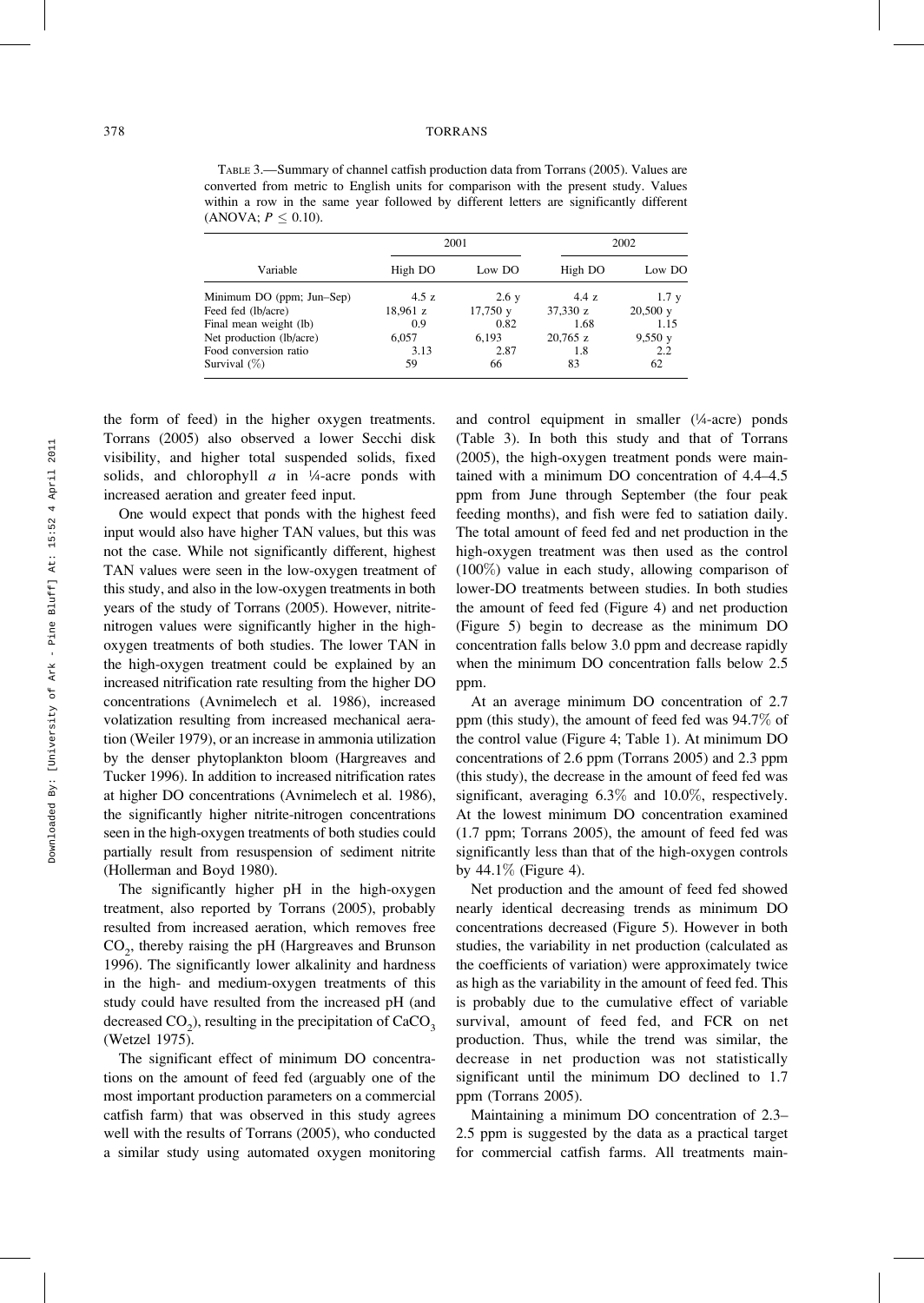TABLE 3.—Summary of channel catfish production data from Torrans (2005). Values are converted from metric to English units for comparison with the present study. Values within a row in the same year followed by different letters are significantly different (ANOVA; $P \leq 0.10$).

| Variable | 2001 | | 2002 | |
|---|---|---|---|---|
| | High DO | Low DO | High DO | Low DO |
| Minimum DO (ppm; Jun–Sep) | 4.5 z | 2.6 y | 4.4 z | 1.7 y |
| Feed fed (lb/acre) | 18,961 z | 17,750 y | 37,330 z | 20,500 y |
| Final mean weight (lb) | 0.9 | 0.82 | 1.68 | 1.15 |
| Net production (lb/acre) | 6,057 | 6,193 | 20,765 z | 9,550 y |
| Food conversion ratio | 3.13 | 2.87 | 1.8 | 2.2 |
| Survival (%) | 59 | 66 | 83 | 62 |

the form of feed) in the higher oxygen treatments. Torrans (2005) also observed a lower Secchi disk visibility, and higher total suspended solids, fixed solids, and chlorophyll *a* in ¼-acre ponds with increased aeration and greater feed input.

One would expect that ponds with the highest feed input would also have higher TAN values, but this was not the case. While not significantly different, highest TAN values were seen in the low-oxygen treatment of this study, and also in the low-oxygen treatments in both years of the study of Torrans (2005). However, nitrite-nitrogen values were significantly higher in the high-oxygen treatments of both studies. The lower TAN in the high-oxygen treatment could be explained by an increased nitrification rate resulting from the higher DO concentrations (Avnimelech et al. 1986), increased volatization resulting from increased mechanical aeration (Weiler 1979), or an increase in ammonia utilization by the denser phytoplankton bloom (Hargreaves and Tucker 1996). In addition to increased nitrification rates at higher DO concentrations (Avnimelech et al. 1986), the significantly higher nitrite-nitrogen concentrations seen in the high-oxygen treatments of both studies could partially result from resuspension of sediment nitrite (Hollerman and Boyd 1980).

The significantly higher pH in the high-oxygen treatment, also reported by Torrans (2005), probably resulted from increased aeration, which removes free $CO_2$, thereby raising the pH (Hargreaves and Brunson 1996). The significantly lower alkalinity and hardness in the high- and medium-oxygen treatments of this study could have resulted from the increased pH (and decreased $CO_2$), resulting in the precipitation of $CaCO_3$ (Wetzel 1975).

The significant effect of minimum DO concentrations on the amount of feed fed (arguably one of the most important production parameters on a commercial catfish farm) that was observed in this study agrees well with the results of Torrans (2005), who conducted a similar study using automated oxygen monitoring and control equipment in smaller (¼-acre) ponds (Table 3). In both this study and that of Torrans (2005), the high-oxygen treatment ponds were maintained with a minimum DO concentration of 4.4–4.5 ppm from June through September (the four peak feeding months), and fish were fed to satiation daily. The total amount of feed fed and net production in the high-oxygen treatment was then used as the control (100%) value in each study, allowing comparison of lower-DO treatments between studies. In both studies the amount of feed fed (Figure 4) and net production (Figure 5) begin to decrease as the minimum DO concentration falls below 3.0 ppm and decrease rapidly when the minimum DO concentration falls below 2.5 ppm.

At an average minimum DO concentration of 2.7 ppm (this study), the amount of feed fed was 94.7% of the control value (Figure 4; Table 1). At minimum DO concentrations of 2.6 ppm (Torrans 2005) and 2.3 ppm (this study), the decrease in the amount of feed fed was significant, averaging 6.3% and 10.0%, respectively. At the lowest minimum DO concentration examined (1.7 ppm; Torrans 2005), the amount of feed fed was significantly less than that of the high-oxygen controls by 44.1% (Figure 4).

Net production and the amount of feed fed showed nearly identical decreasing trends as minimum DO concentrations decreased (Figure 5). However in both studies, the variability in net production (calculated as the coefficients of variation) were approximately twice as high as the variability in the amount of feed fed. This is probably due to the cumulative effect of variable survival, amount of feed fed, and FCR on net production. Thus, while the trend was similar, the decrease in net production was not statistically significant until the minimum DO declined to 1.7 ppm (Torrans 2005).

Maintaining a minimum DO concentration of 2.3–2.5 ppm is suggested by the data as a practical target for commercial catfish farms. All treatments main-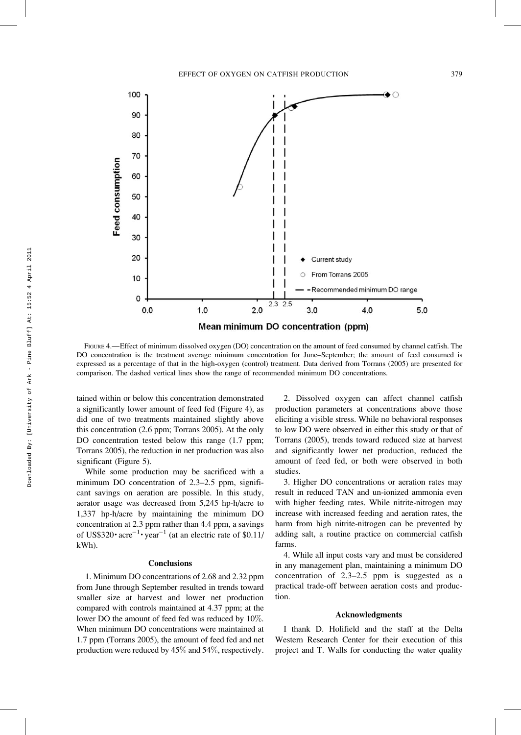FIGURE 4.—Effect of minimum dissolved oxygen (DO) concentration on the amount of feed consumed by channel catfish. The DO concentration is the treatment average minimum concentration for June–September; the amount of feed consumed is expressed as a percentage of that in the high-oxygen (control) treatment. Data derived from Torrans (2005) are presented for comparison. The dashed vertical lines show the range of recommended minimum DO concentrations.

tained within or below this concentration demonstrated a significantly lower amount of feed fed (Figure 4), as did one of two treatments maintained slightly above this concentration (2.6 ppm; Torrans 2005). At the only DO concentration tested below this range (1.7 ppm; Torrans 2005), the reduction in net production was also significant (Figure 5).

While some production may be sacrificed with a minimum DO concentration of 2.3–2.5 ppm, significant savings on aeration are possible. In this study, aerator usage was decreased from 5,245 hp-h/acre to 1,337 hp-h/acre by maintaining the minimum DO concentration at 2.3 ppm rather than 4.4 ppm, a savings of US\$320 $\cdot$ acre$^{-1}$ $\cdot$ year$^{-1}$ (at an electric rate of \$0.11/kWh).

## Conclusions

1. Minimum DO concentrations of 2.68 and 2.32 ppm from June through September resulted in trends toward smaller size at harvest and lower net production compared with controls maintained at 4.37 ppm; at the lower DO the amount of feed fed was reduced by 10%. When minimum DO concentrations were maintained at 1.7 ppm (Torrans 2005), the amount of feed fed and net production were reduced by 45% and 54%, respectively.

2. Dissolved oxygen can affect channel catfish production parameters at concentrations above those eliciting a visible stress. While no behavioral responses to low DO were observed in either this study or that of Torrans (2005), trends toward reduced size at harvest and significantly lower net production, reduced the amount of feed fed, or both were observed in both studies.

3. Higher DO concentrations or aeration rates may result in reduced TAN and un-ionized ammonia even with higher feeding rates. While nitrite-nitrogen may increase with increased feeding and aeration rates, the harm from high nitrite-nitrogen can be prevented by adding salt, a routine practice on commercial catfish farms.

4. While all input costs vary and must be considered in any management plan, maintaining a minimum DO concentration of 2.3–2.5 ppm is suggested as a practical trade-off between aeration costs and production.

## Acknowledgments

I thank D. Holifield and the staff at the Delta Western Research Center for their execution of this project and T. Walls for conducting the water quality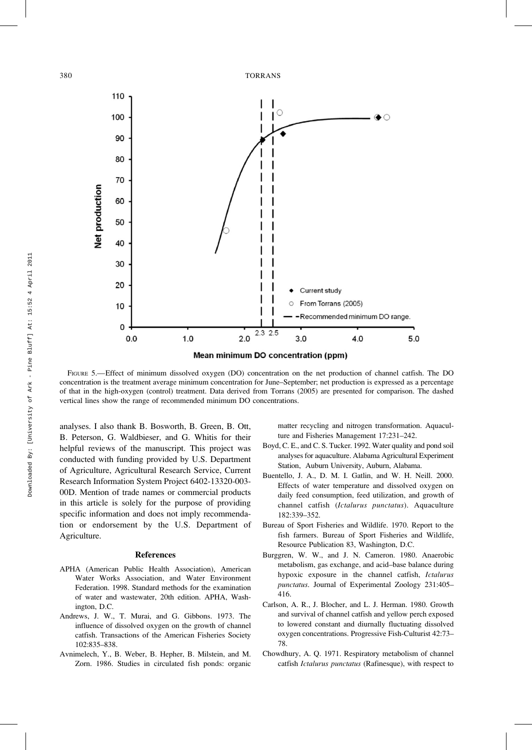FIGURE 5.—Effect of minimum dissolved oxygen (DO) concentration on the net production of channel catfish. The DO concentration is the treatment average minimum concentration for June–September; net production is expressed as a percentage of that in the high-oxygen (control) treatment. Data derived from Torrans (2005) are presented for comparison. The dashed vertical lines show the range of recommended minimum DO concentrations.

analyses. I also thank B. Bosworth, B. Green, B. Ott, B. Peterson, G. Waldbieser, and G. Whitis for their helpful reviews of the manuscript. This project was conducted with funding provided by U.S. Department of Agriculture, Agricultural Research Service, Current Research Information System Project 6402-13320-003-00D. Mention of trade names or commercial products in this article is solely for the purpose of providing specific information and does not imply recommendation or endorsement by the U.S. Department of Agriculture.

## References

- APHA (American Public Health Association), American Water Works Association, and Water Environment Federation. 1998. Standard methods for the examination of water and wastewater, 20th edition. APHA, Washington, D.C.
- Andrews, J. W., T. Murai, and G. Gibbons. 1973. The influence of dissolved oxygen on the growth of channel catfish. Transactions of the American Fisheries Society 102:835–838.
- Avnimelech, Y., B. Weber, B. Hepher, B. Milstein, and M. Zorn. 1986. Studies in circulated fish ponds: organic matter recycling and nitrogen transformation. Aquaculture and Fisheries Management 17:231–242.
- Boyd, C. E., and C. S. Tucker. 1992. Water quality and pond soil analyses for aquaculture. Alabama Agricultural Experiment Station, Auburn University, Auburn, Alabama.
- Buentello, J. A., D. M. I. Gatlin, and W. H. Neill. 2000. Effects of water temperature and dissolved oxygen on daily feed consumption, feed utilization, and growth of channel catfish (*Ictalurus punctatus*). Aquaculture 182:339–352.
- Bureau of Sport Fisheries and Wildlife. 1970. Report to the fish farmers. Bureau of Sport Fisheries and Wildlife, Resource Publication 83, Washington, D.C.
- Burggren, W. W., and J. N. Cameron. 1980. Anaerobic metabolism, gas exchange, and acid–base balance during hypoxic exposure in the channel catfish, *Ictalurus punctatus*. Journal of Experimental Zoology 231:405–416.
- Carlson, A. R., J. Blocher, and L. J. Herman. 1980. Growth and survival of channel catfish and yellow perch exposed to lowered constant and diurnally fluctuating dissolved oxygen concentrations. Progressive Fish-Culturist 42:73–78.
- Chowdhury, A. Q. 1971. Respiratory metabolism of channel catfish *Ictalurus punctatus* (Rafinesque), with respect to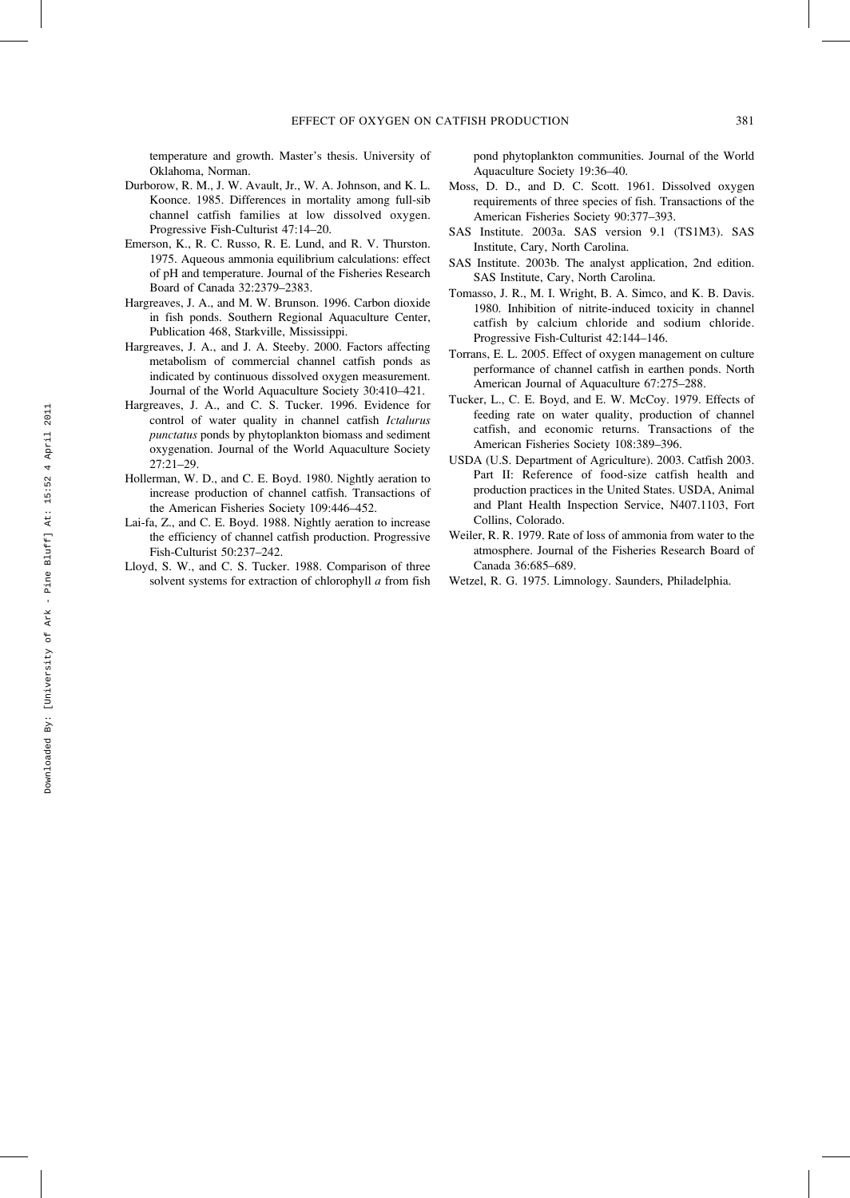temperature and growth. Master's thesis. University of Oklahoma, Norman.

Durborow, R. M., J. W. Avault, Jr., W. A. Johnson, and K. L. Koonce. 1985. Differences in mortality among full-sib channel catfish families at low dissolved oxygen. Progressive Fish-Culturist 47:14–20.

Emerson, K., R. C. Russo, R. E. Lund, and R. V. Thurston. 1975. Aqueous ammonia equilibrium calculations: effect of pH and temperature. Journal of the Fisheries Research Board of Canada 32:2379–2383.

Hargreaves, J. A., and M. W. Brunson. 1996. Carbon dioxide in fish ponds. Southern Regional Aquaculture Center, Publication 468, Starkville, Mississippi.

Hargreaves, J. A., and J. A. Steeby. 2000. Factors affecting metabolism of commercial channel catfish ponds as indicated by continuous dissolved oxygen measurement. Journal of the World Aquaculture Society 30:410–421.

Hargreaves, J. A., and C. S. Tucker. 1996. Evidence for control of water quality in channel catfish *Ictalurus punctatus* ponds by phytoplankton biomass and sediment oxygenation. Journal of the World Aquaculture Society 27:21–29.

Hollerman, W. D., and C. E. Boyd. 1980. Nightly aeration to increase production of channel catfish. Transactions of the American Fisheries Society 109:446–452.

Lai-fa, Z., and C. E. Boyd. 1988. Nightly aeration to increase the efficiency of channel catfish production. Progressive Fish-Culturist 50:237–242.

Lloyd, S. W., and C. S. Tucker. 1988. Comparison of three solvent systems for extraction of chlorophyll *a* from fish pond phytoplankton communities. Journal of the World Aquaculture Society 19:36–40.

Moss, D. D., and D. C. Scott. 1961. Dissolved oxygen requirements of three species of fish. Transactions of the American Fisheries Society 90:377–393.

SAS Institute. 2003a. SAS version 9.1 (TS1M3). SAS Institute, Cary, North Carolina.

SAS Institute. 2003b. The analyst application, 2nd edition. SAS Institute, Cary, North Carolina.

Tomasso, J. R., M. I. Wright, B. A. Simco, and K. B. Davis. 1980. Inhibition of nitrite-induced toxicity in channel catfish by calcium chloride and sodium chloride. Progressive Fish-Culturist 42:144–146.

Torrans, E. L. 2005. Effect of oxygen management on culture performance of channel catfish in earthen ponds. North American Journal of Aquaculture 67:275–288.

Tucker, L., C. E. Boyd, and E. W. McCoy. 1979. Effects of feeding rate on water quality, production of channel catfish, and economic returns. Transactions of the American Fisheries Society 108:389–396.

USDA (U.S. Department of Agriculture). 2003. Catfish 2003. Part II: Reference of food-size catfish health and production practices in the United States. USDA, Animal and Plant Health Inspection Service, N407.1103, Fort Collins, Colorado.

Weiler, R. R. 1979. Rate of loss of ammonia from water to the atmosphere. Journal of the Fisheries Research Board of Canada 36:685–689.

Wetzel, R. G. 1975. Limnology. Saunders, Philadelphia.